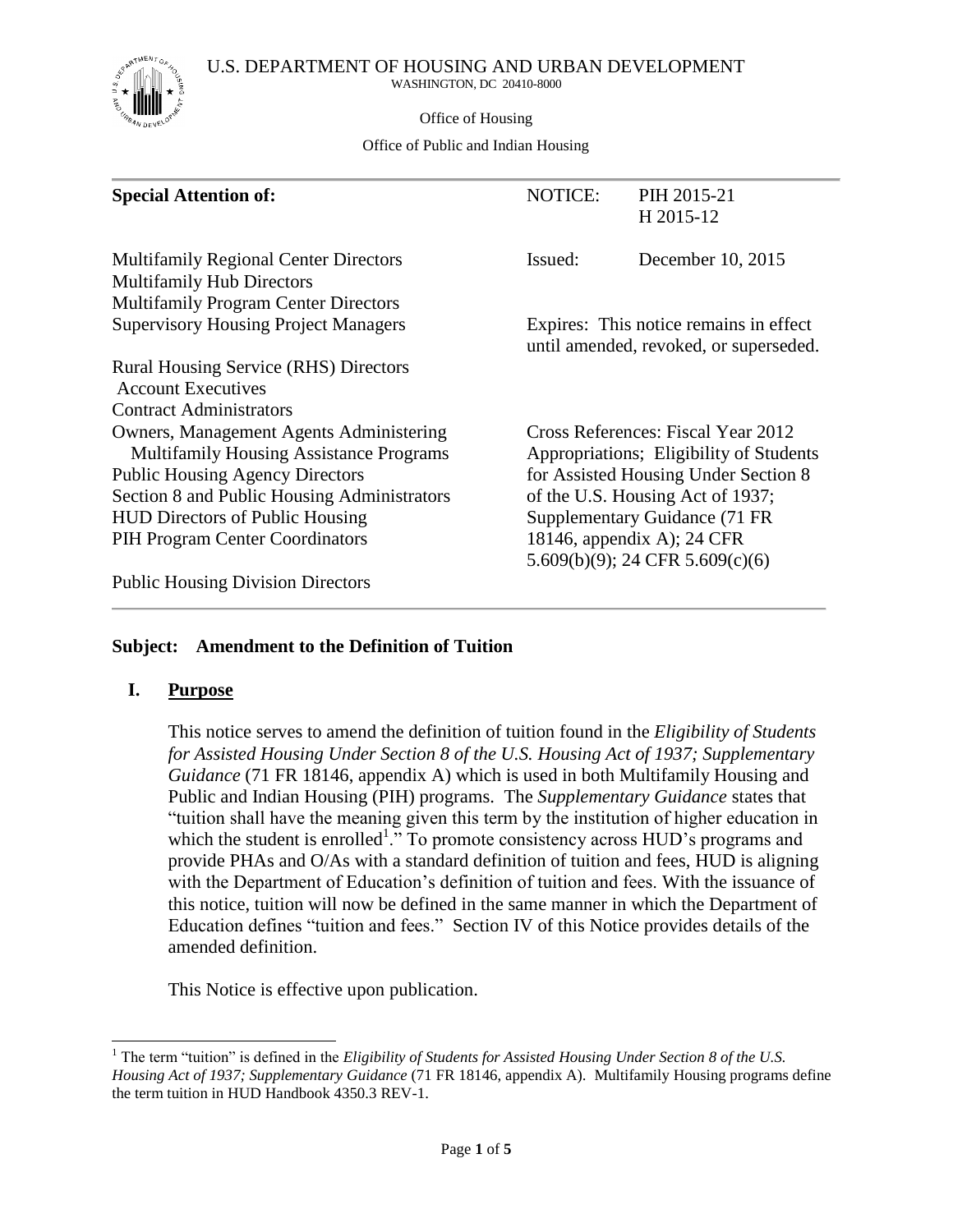U.S. DEPARTMENT OF HOUSING AND URBAN DEVELOPMENT
WASHINGTON, DC 20410-8000

Office of Housing

Office of Public and Indian Housing

| **Special Attention of:** | NOTICE: PIH 2015-21 H 2015-12 |
|---|---|
| Multifamily Regional Center Directors<br>Multifamily Hub Directors<br>Multifamily Program Center Directors<br>Supervisory Housing Project Managers | Issued: December 10, 2015<br><br>Expires: This notice remains in effect until amended, revoked, or superseded. |
| Rural Housing Service (RHS) Directors<br>Account Executives<br>Contract Administrators<br>Owners, Management Agents Administering Multifamily Housing Assistance Programs<br>Public Housing Agency Directors<br>Section 8 and Public Housing Administrators<br>HUD Directors of Public Housing<br>PIH Program Center Coordinators<br><br>Public Housing Division Directors | Cross References: Fiscal Year 2012 Appropriations; Eligibility of Students for Assisted Housing Under Section 8 of the U.S. Housing Act of 1937; Supplementary Guidance (71 FR 18146, appendix A); 24 CFR 5.609(b)(9); 24 CFR 5.609(c)(6) |

**Subject: Amendment to the Definition of Tuition**

## I. Purpose

This notice serves to amend the definition of tuition found in the *Eligibility of Students for Assisted Housing Under Section 8 of the U.S. Housing Act of 1937; Supplementary Guidance* (71 FR 18146, appendix A) which is used in both Multifamily Housing and Public and Indian Housing (PIH) programs. The *Supplementary Guidance* states that "tuition shall have the meaning given this term by the institution of higher education in which the student is enrolled[1]." To promote consistency across HUD's programs and provide PHAs and O/As with a standard definition of tuition and fees, HUD is aligning with the Department of Education's definition of tuition and fees. With the issuance of this notice, tuition will now be defined in the same manner in which the Department of Education defines "tuition and fees." Section IV of this Notice provides details of the amended definition.

This Notice is effective upon publication.

[1] The term "tuition" is defined in the *Eligibility of Students for Assisted Housing Under Section 8 of the U.S. Housing Act of 1937; Supplementary Guidance* (71 FR 18146, appendix A). Multifamily Housing programs define the term tuition in HUD Handbook 4350.3 REV-1.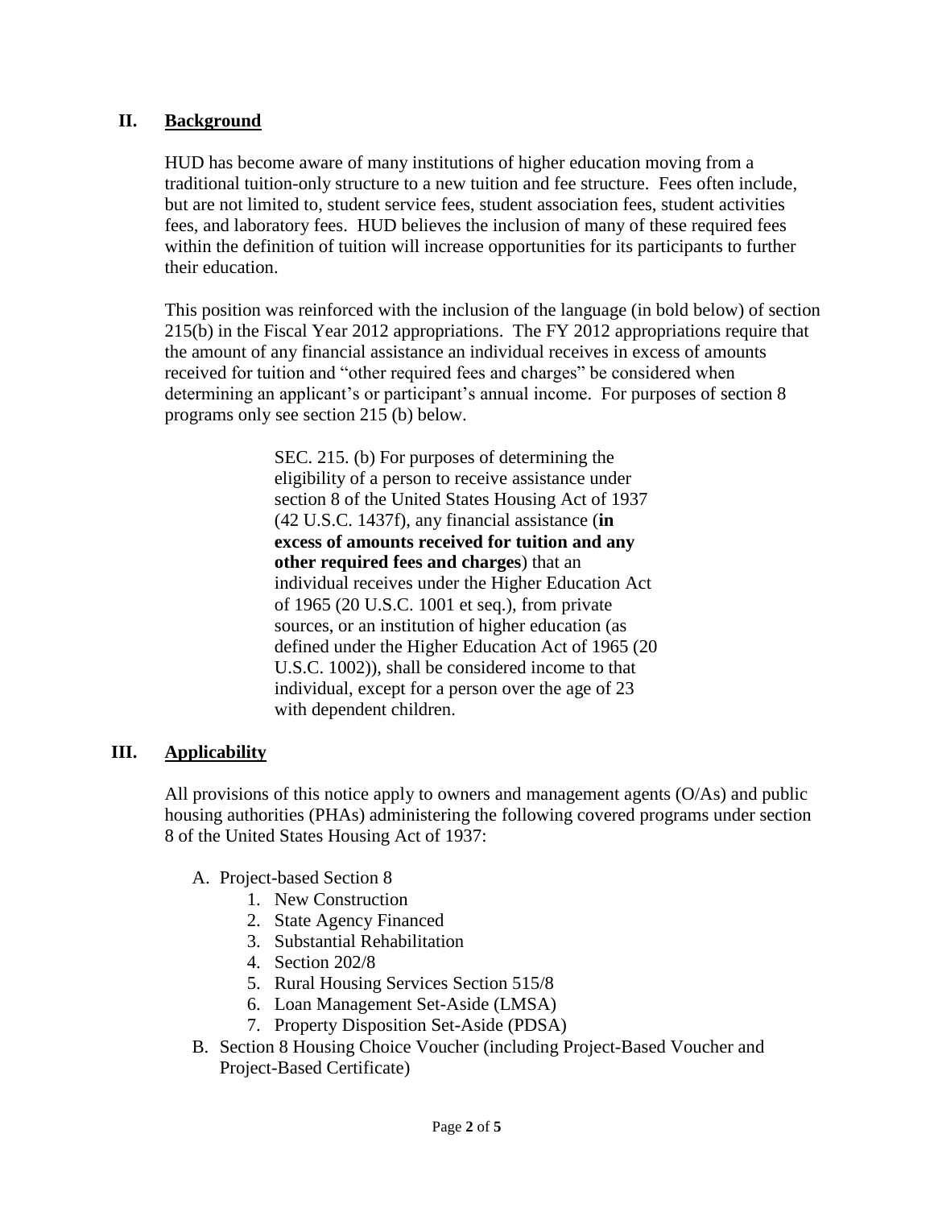## II. Background

HUD has become aware of many institutions of higher education moving from a traditional tuition-only structure to a new tuition and fee structure. Fees often include, but are not limited to, student service fees, student association fees, student activities fees, and laboratory fees. HUD believes the inclusion of many of these required fees within the definition of tuition will increase opportunities for its participants to further their education.

This position was reinforced with the inclusion of the language (in bold below) of section 215(b) in the Fiscal Year 2012 appropriations. The FY 2012 appropriations require that the amount of any financial assistance an individual receives in excess of amounts received for tuition and "other required fees and charges" be considered when determining an applicant's or participant's annual income. For purposes of section 8 programs only see section 215 (b) below.

> SEC. 215. (b) For purposes of determining the eligibility of a person to receive assistance under section 8 of the United States Housing Act of 1937 (42 U.S.C. 1437f), any financial assistance (**in excess of amounts received for tuition and any other required fees and charges**) that an individual receives under the Higher Education Act of 1965 (20 U.S.C. 1001 et seq.), from private sources, or an institution of higher education (as defined under the Higher Education Act of 1965 (20 U.S.C. 1002)), shall be considered income to that individual, except for a person over the age of 23 with dependent children.

## III. Applicability

All provisions of this notice apply to owners and management agents (O/As) and public housing authorities (PHAs) administering the following covered programs under section 8 of the United States Housing Act of 1937:

A. Project-based Section 8
   1. New Construction
   2. State Agency Financed
   3. Substantial Rehabilitation
   4. Section 202/8
   5. Rural Housing Services Section 515/8
   6. Loan Management Set-Aside (LMSA)
   7. Property Disposition Set-Aside (PDSA)

B. Section 8 Housing Choice Voucher (including Project-Based Voucher and Project-Based Certificate)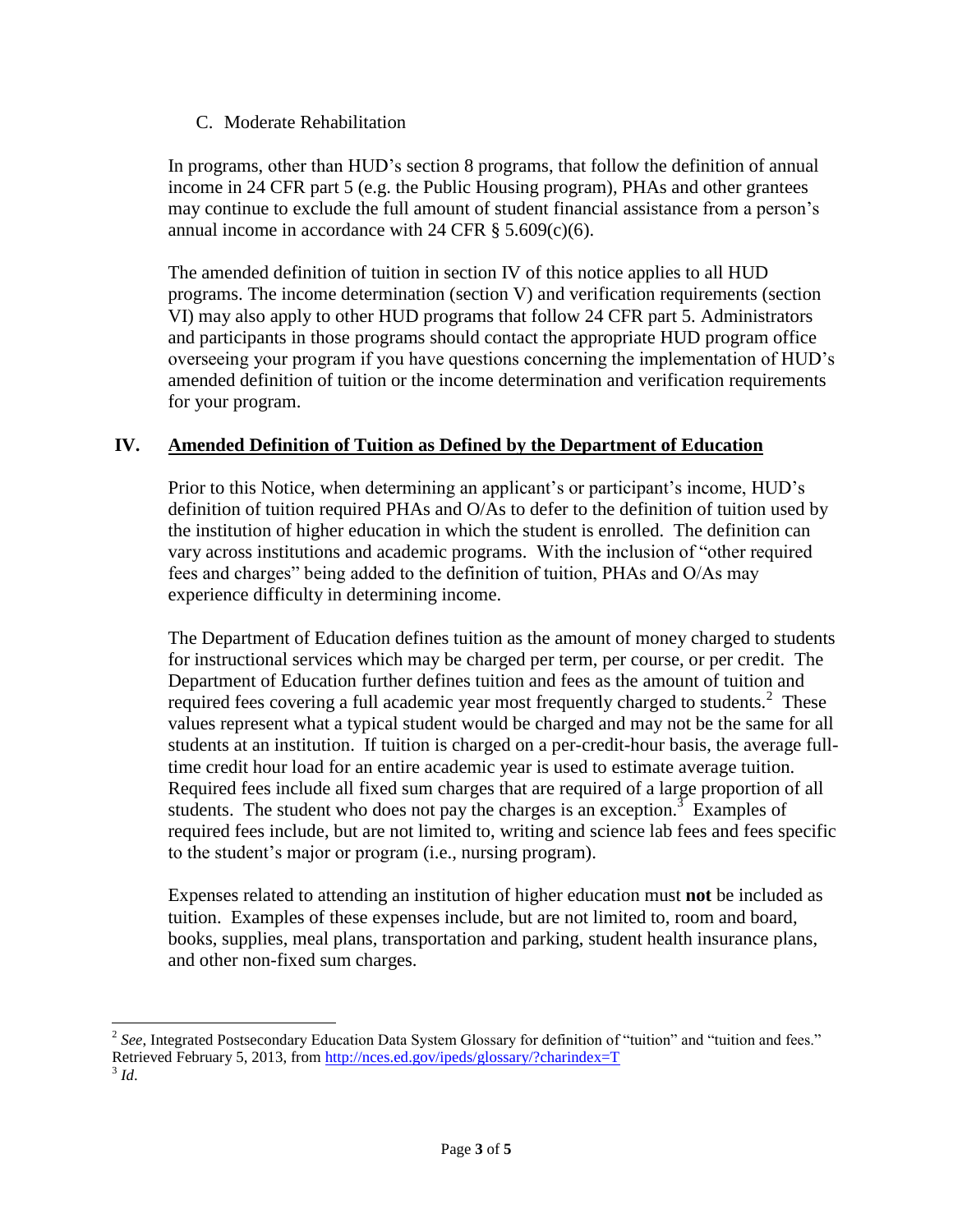C. Moderate Rehabilitation

In programs, other than HUD's section 8 programs, that follow the definition of annual income in 24 CFR part 5 (e.g. the Public Housing program), PHAs and other grantees may continue to exclude the full amount of student financial assistance from a person's annual income in accordance with 24 CFR § 5.609(c)(6).

The amended definition of tuition in section IV of this notice applies to all HUD programs. The income determination (section V) and verification requirements (section VI) may also apply to other HUD programs that follow 24 CFR part 5. Administrators and participants in those programs should contact the appropriate HUD program office overseeing your program if you have questions concerning the implementation of HUD's amended definition of tuition or the income determination and verification requirements for your program.

## IV. Amended Definition of Tuition as Defined by the Department of Education

Prior to this Notice, when determining an applicant's or participant's income, HUD's definition of tuition required PHAs and O/As to defer to the definition of tuition used by the institution of higher education in which the student is enrolled. The definition can vary across institutions and academic programs. With the inclusion of "other required fees and charges" being added to the definition of tuition, PHAs and O/As may experience difficulty in determining income.

The Department of Education defines tuition as the amount of money charged to students for instructional services which may be charged per term, per course, or per credit. The Department of Education further defines tuition and fees as the amount of tuition and required fees covering a full academic year most frequently charged to students.[2] These values represent what a typical student would be charged and may not be the same for all students at an institution. If tuition is charged on a per-credit-hour basis, the average full-time credit hour load for an entire academic year is used to estimate average tuition. Required fees include all fixed sum charges that are required of a large proportion of all students. The student who does not pay the charges is an exception.[3] Examples of required fees include, but are not limited to, writing and science lab fees and fees specific to the student's major or program (i.e., nursing program).

Expenses related to attending an institution of higher education must **not** be included as tuition. Examples of these expenses include, but are not limited to, room and board, books, supplies, meal plans, transportation and parking, student health insurance plans, and other non-fixed sum charges.

---

[2] *See*, Integrated Postsecondary Education Data System Glossary for definition of "tuition" and "tuition and fees." Retrieved February 5, 2013, from http://nces.ed.gov/ipeds/glossary/?charindex=T

[3] *Id*.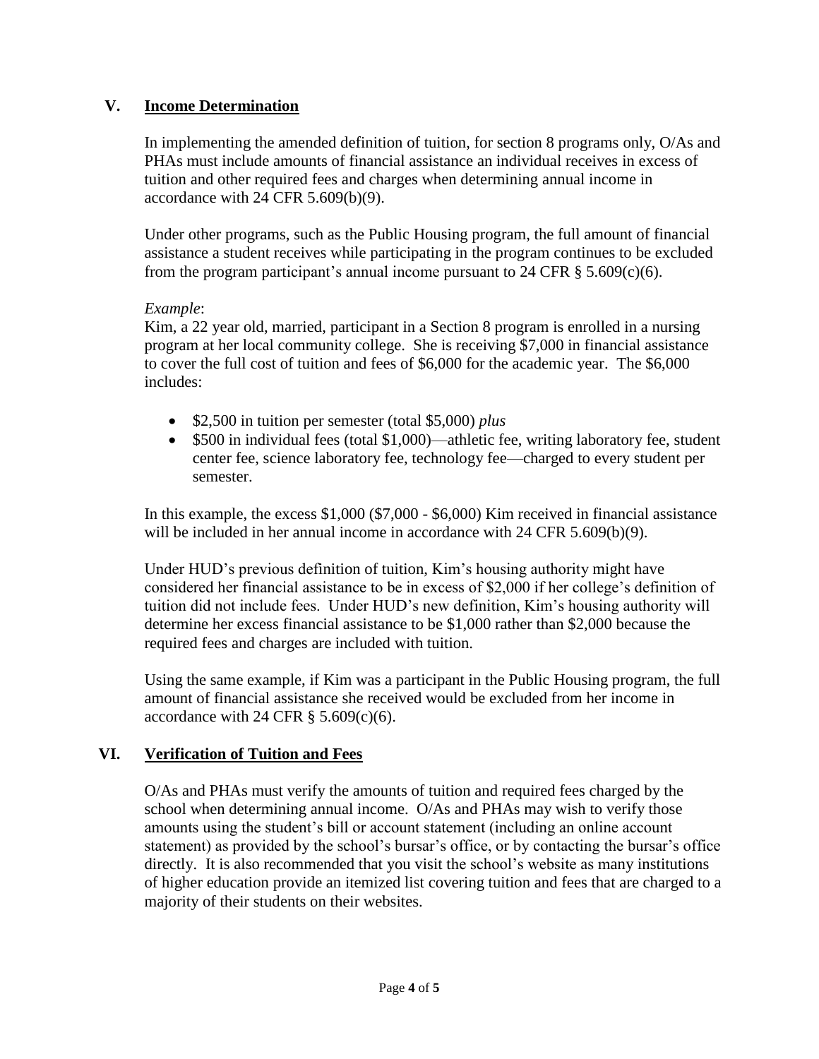## V. Income Determination

In implementing the amended definition of tuition, for section 8 programs only, O/As and PHAs must include amounts of financial assistance an individual receives in excess of tuition and other required fees and charges when determining annual income in accordance with 24 CFR 5.609(b)(9).

Under other programs, such as the Public Housing program, the full amount of financial assistance a student receives while participating in the program continues to be excluded from the program participant's annual income pursuant to 24 CFR § 5.609(c)(6).

*Example*:
Kim, a 22 year old, married, participant in a Section 8 program is enrolled in a nursing program at her local community college. She is receiving $7,000 in financial assistance to cover the full cost of tuition and fees of $6,000 for the academic year. The $6,000 includes:

- $2,500 in tuition per semester (total $5,000) *plus*
- $500 in individual fees (total $1,000)—athletic fee, writing laboratory fee, student center fee, science laboratory fee, technology fee—charged to every student per semester.

In this example, the excess $1,000 ($7,000 - $6,000) Kim received in financial assistance will be included in her annual income in accordance with 24 CFR 5.609(b)(9).

Under HUD's previous definition of tuition, Kim's housing authority might have considered her financial assistance to be in excess of $2,000 if her college's definition of tuition did not include fees. Under HUD's new definition, Kim's housing authority will determine her excess financial assistance to be $1,000 rather than $2,000 because the required fees and charges are included with tuition.

Using the same example, if Kim was a participant in the Public Housing program, the full amount of financial assistance she received would be excluded from her income in accordance with 24 CFR § 5.609(c)(6).

## VI. Verification of Tuition and Fees

O/As and PHAs must verify the amounts of tuition and required fees charged by the school when determining annual income. O/As and PHAs may wish to verify those amounts using the student's bill or account statement (including an online account statement) as provided by the school's bursar's office, or by contacting the bursar's office directly. It is also recommended that you visit the school's website as many institutions of higher education provide an itemized list covering tuition and fees that are charged to a majority of their students on their websites.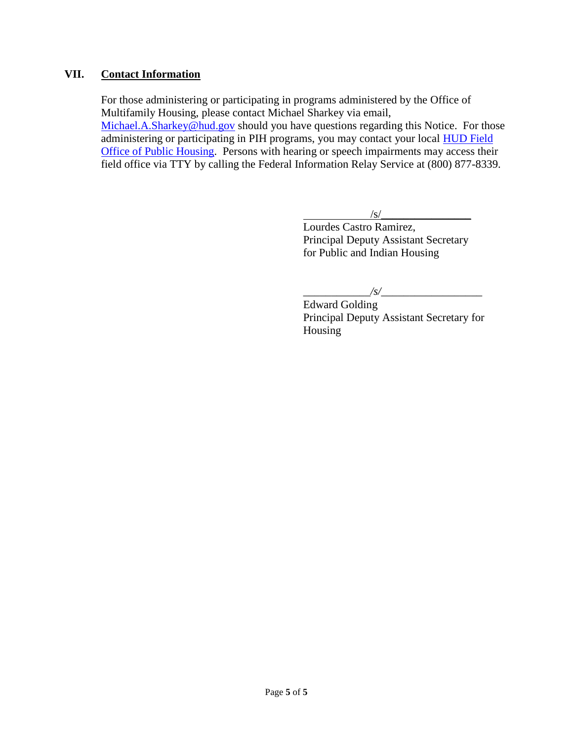## VII. Contact Information

For those administering or participating in programs administered by the Office of Multifamily Housing, please contact Michael Sharkey via email, Michael.A.Sharkey@hud.gov should you have questions regarding this Notice. For those administering or participating in PIH programs, you may contact your local HUD Field Office of Public Housing. Persons with hearing or speech impairments may access their field office via TTY by calling the Federal Information Relay Service at (800) 877-8339.

/s/

Lourdes Castro Ramirez,
Principal Deputy Assistant Secretary
for Public and Indian Housing

/s/

Edward Golding
Principal Deputy Assistant Secretary for
Housing